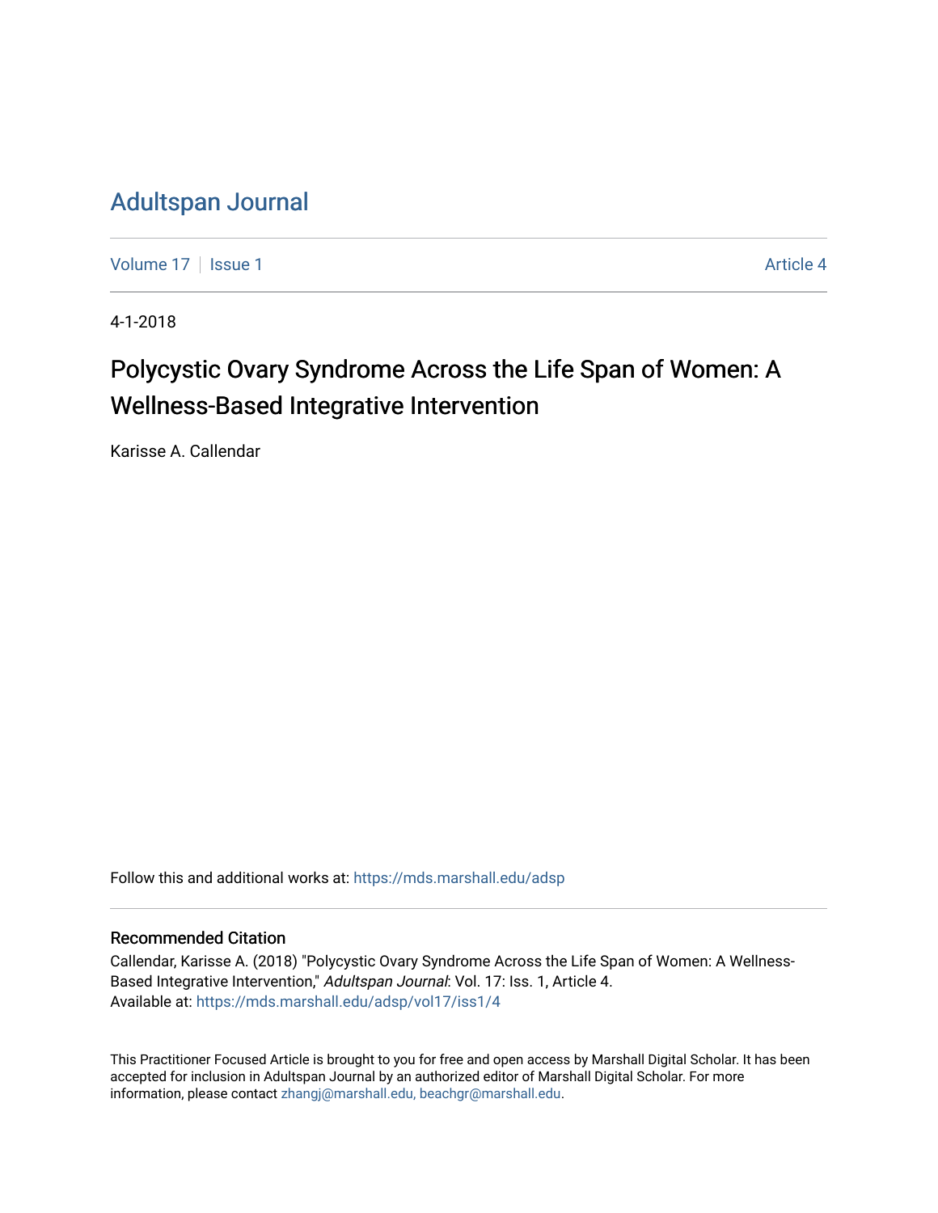# Adultspan Journal

Volume 17 | Issue 1 | Article 4

4-1-2018

## Polycystic Ovary Syndrome Across the Life Span of Women: A Wellness-Based Integrative Intervention

Karisse A. Callendar

Follow this and additional works at: https://mds.marshall.edu/adsp

### Recommended Citation

Callendar, Karisse A. (2018) "Polycystic Ovary Syndrome Across the Life Span of Women: A Wellness-Based Integrative Intervention," *Adultspan Journal*: Vol. 17: Iss. 1, Article 4.
Available at: https://mds.marshall.edu/adsp/vol17/iss1/4

This Practitioner Focused Article is brought to you for free and open access by Marshall Digital Scholar. It has been accepted for inclusion in Adultspan Journal by an authorized editor of Marshall Digital Scholar. For more information, please contact zhangj@marshall.edu, beachgr@marshall.edu.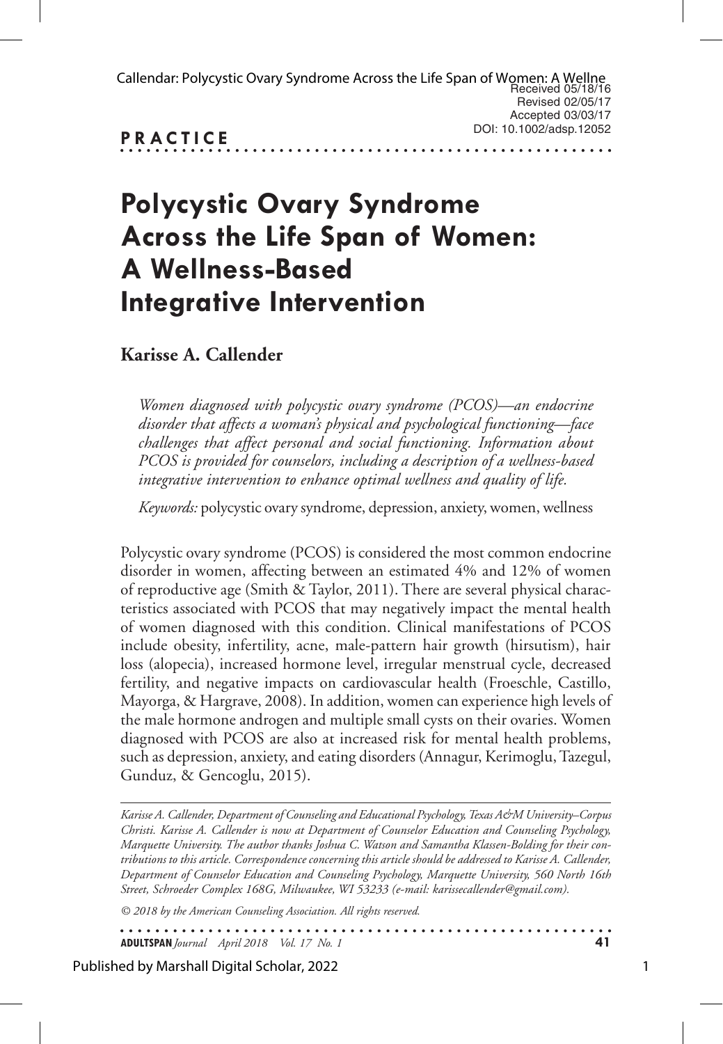PRACTICE

# Polycystic Ovary Syndrome Across the Life Span of Women: A Wellness-Based Integrative Intervention

**Karisse A. Callender**

*Women diagnosed with polycystic ovary syndrome (PCOS)—an endocrine disorder that affects a woman's physical and psychological functioning—face challenges that affect personal and social functioning. Information about PCOS is provided for counselors, including a description of a wellness-based integrative intervention to enhance optimal wellness and quality of life.*

*Keywords:* polycystic ovary syndrome, depression, anxiety, women, wellness

Polycystic ovary syndrome (PCOS) is considered the most common endocrine disorder in women, affecting between an estimated 4% and 12% of women of reproductive age (Smith & Taylor, 2011). There are several physical characteristics associated with PCOS that may negatively impact the mental health of women diagnosed with this condition. Clinical manifestations of PCOS include obesity, infertility, acne, male-pattern hair growth (hirsutism), hair loss (alopecia), increased hormone level, irregular menstrual cycle, decreased fertility, and negative impacts on cardiovascular health (Froeschle, Castillo, Mayorga, & Hargrave, 2008). In addition, women can experience high levels of the male hormone androgen and multiple small cysts on their ovaries. Women diagnosed with PCOS are also at increased risk for mental health problems, such as depression, anxiety, and eating disorders (Annagur, Kerimoglu, Tazegul, Gunduz, & Gencoglu, 2015).

---

*Karisse A. Callender, Department of Counseling and Educational Psychology, Texas A&M University–Corpus Christi. Karisse A. Callender is now at Department of Counselor Education and Counseling Psychology, Marquette University. The author thanks Joshua C. Watson and Samantha Klassen-Bolding for their contributions to this article. Correspondence concerning this article should be addressed to Karisse A. Callender, Department of Counselor Education and Counseling Psychology, Marquette University, 560 North 16th Street, Schroeder Complex 168G, Milwaukee, WI 53233 (e-mail: karissecallender@gmail.com).*

*© 2018 by the American Counseling Association. All rights reserved.*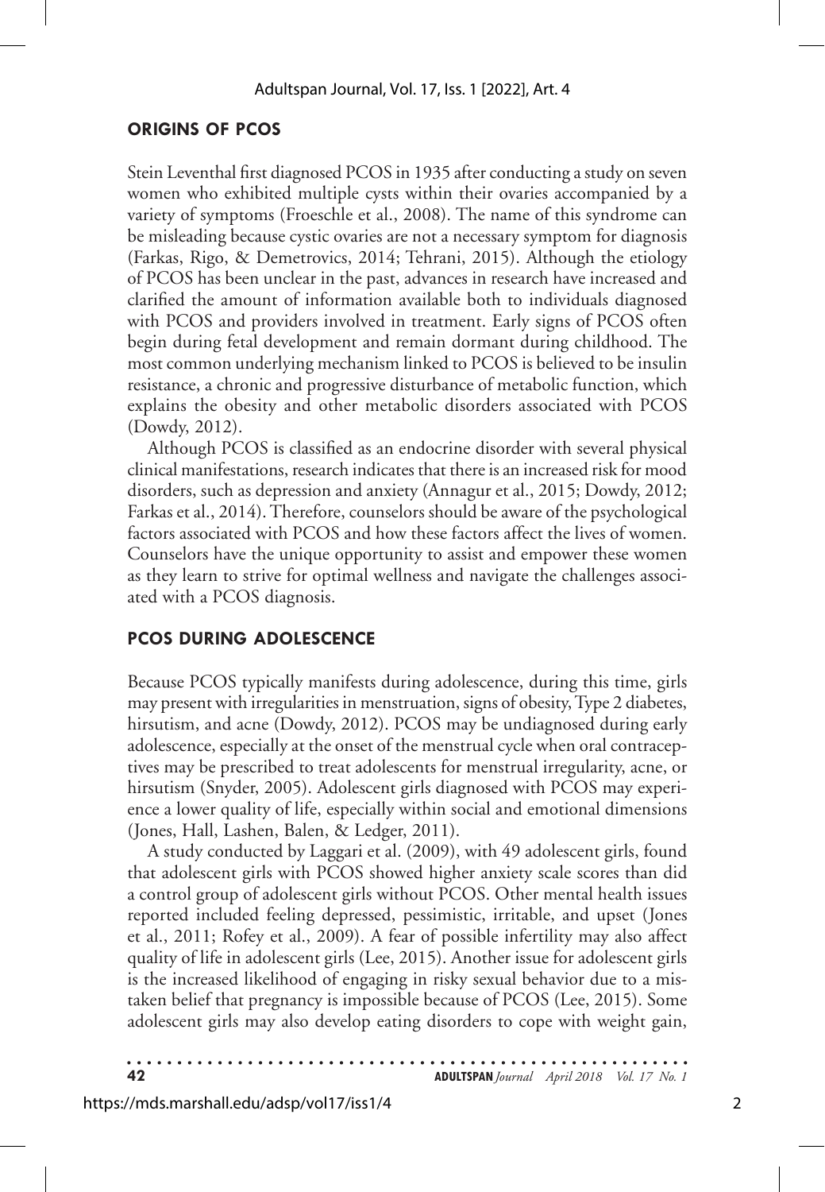## ORIGINS OF PCOS

Stein Leventhal first diagnosed PCOS in 1935 after conducting a study on seven women who exhibited multiple cysts within their ovaries accompanied by a variety of symptoms (Froeschle et al., 2008). The name of this syndrome can be misleading because cystic ovaries are not a necessary symptom for diagnosis (Farkas, Rigo, & Demetrovics, 2014; Tehrani, 2015). Although the etiology of PCOS has been unclear in the past, advances in research have increased and clarified the amount of information available both to individuals diagnosed with PCOS and providers involved in treatment. Early signs of PCOS often begin during fetal development and remain dormant during childhood. The most common underlying mechanism linked to PCOS is believed to be insulin resistance, a chronic and progressive disturbance of metabolic function, which explains the obesity and other metabolic disorders associated with PCOS (Dowdy, 2012).

Although PCOS is classified as an endocrine disorder with several physical clinical manifestations, research indicates that there is an increased risk for mood disorders, such as depression and anxiety (Annagur et al., 2015; Dowdy, 2012; Farkas et al., 2014). Therefore, counselors should be aware of the psychological factors associated with PCOS and how these factors affect the lives of women. Counselors have the unique opportunity to assist and empower these women as they learn to strive for optimal wellness and navigate the challenges associated with a PCOS diagnosis.

## PCOS DURING ADOLESCENCE

Because PCOS typically manifests during adolescence, during this time, girls may present with irregularities in menstruation, signs of obesity, Type 2 diabetes, hirsutism, and acne (Dowdy, 2012). PCOS may be undiagnosed during early adolescence, especially at the onset of the menstrual cycle when oral contraceptives may be prescribed to treat adolescents for menstrual irregularity, acne, or hirsutism (Snyder, 2005). Adolescent girls diagnosed with PCOS may experience a lower quality of life, especially within social and emotional dimensions (Jones, Hall, Lashen, Balen, & Ledger, 2011).

A study conducted by Laggari et al. (2009), with 49 adolescent girls, found that adolescent girls with PCOS showed higher anxiety scale scores than did a control group of adolescent girls without PCOS. Other mental health issues reported included feeling depressed, pessimistic, irritable, and upset (Jones et al., 2011; Rofey et al., 2009). A fear of possible infertility may also affect quality of life in adolescent girls (Lee, 2015). Another issue for adolescent girls is the increased likelihood of engaging in risky sexual behavior due to a mistaken belief that pregnancy is impossible because of PCOS (Lee, 2015). Some adolescent girls may also develop eating disorders to cope with weight gain,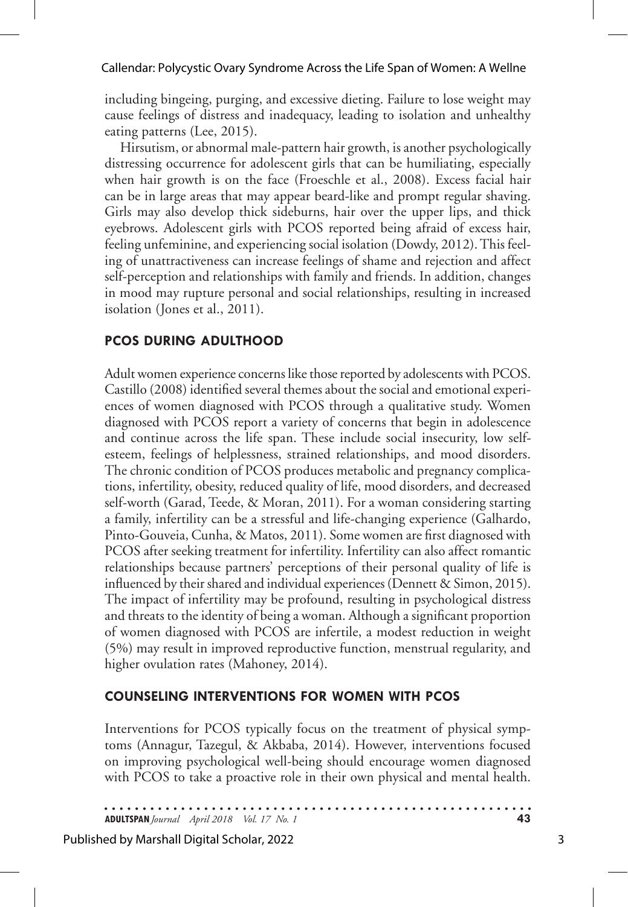including bingeing, purging, and excessive dieting. Failure to lose weight may cause feelings of distress and inadequacy, leading to isolation and unhealthy eating patterns (Lee, 2015).

Hirsutism, or abnormal male-pattern hair growth, is another psychologically distressing occurrence for adolescent girls that can be humiliating, especially when hair growth is on the face (Froeschle et al., 2008). Excess facial hair can be in large areas that may appear beard-like and prompt regular shaving. Girls may also develop thick sideburns, hair over the upper lips, and thick eyebrows. Adolescent girls with PCOS reported being afraid of excess hair, feeling unfeminine, and experiencing social isolation (Dowdy, 2012). This feeling of unattractiveness can increase feelings of shame and rejection and affect self-perception and relationships with family and friends. In addition, changes in mood may rupture personal and social relationships, resulting in increased isolation (Jones et al., 2011).

## PCOS DURING ADULTHOOD

Adult women experience concerns like those reported by adolescents with PCOS. Castillo (2008) identified several themes about the social and emotional experiences of women diagnosed with PCOS through a qualitative study. Women diagnosed with PCOS report a variety of concerns that begin in adolescence and continue across the life span. These include social insecurity, low self-esteem, feelings of helplessness, strained relationships, and mood disorders. The chronic condition of PCOS produces metabolic and pregnancy complications, infertility, obesity, reduced quality of life, mood disorders, and decreased self-worth (Garad, Teede, & Moran, 2011). For a woman considering starting a family, infertility can be a stressful and life-changing experience (Galhardo, Pinto-Gouveia, Cunha, & Matos, 2011). Some women are first diagnosed with PCOS after seeking treatment for infertility. Infertility can also affect romantic relationships because partners' perceptions of their personal quality of life is influenced by their shared and individual experiences (Dennett & Simon, 2015). The impact of infertility may be profound, resulting in psychological distress and threats to the identity of being a woman. Although a significant proportion of women diagnosed with PCOS are infertile, a modest reduction in weight (5%) may result in improved reproductive function, menstrual regularity, and higher ovulation rates (Mahoney, 2014).

## COUNSELING INTERVENTIONS FOR WOMEN WITH PCOS

Interventions for PCOS typically focus on the treatment of physical symptoms (Annagur, Tazegul, & Akbaba, 2014). However, interventions focused on improving psychological well-being should encourage women diagnosed with PCOS to take a proactive role in their own physical and mental health.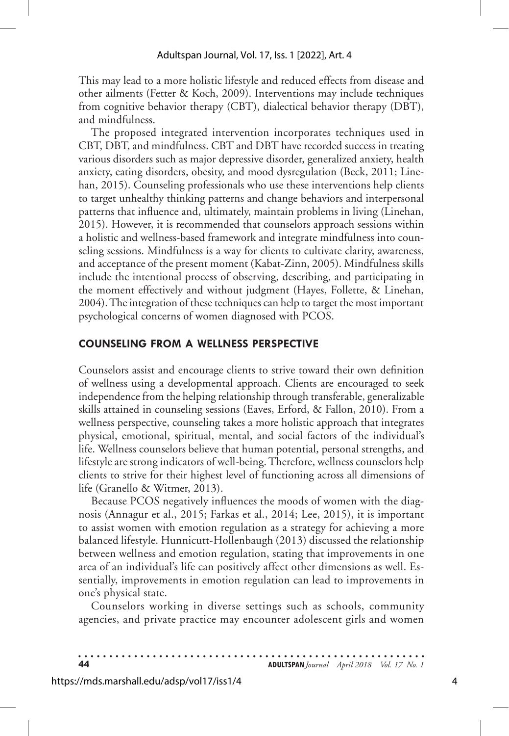This may lead to a more holistic lifestyle and reduced effects from disease and other ailments (Fetter & Koch, 2009). Interventions may include techniques from cognitive behavior therapy (CBT), dialectical behavior therapy (DBT), and mindfulness.

The proposed integrated intervention incorporates techniques used in CBT, DBT, and mindfulness. CBT and DBT have recorded success in treating various disorders such as major depressive disorder, generalized anxiety, health anxiety, eating disorders, obesity, and mood dysregulation (Beck, 2011; Linehan, 2015). Counseling professionals who use these interventions help clients to target unhealthy thinking patterns and change behaviors and interpersonal patterns that influence and, ultimately, maintain problems in living (Linehan, 2015). However, it is recommended that counselors approach sessions within a holistic and wellness-based framework and integrate mindfulness into counseling sessions. Mindfulness is a way for clients to cultivate clarity, awareness, and acceptance of the present moment (Kabat-Zinn, 2005). Mindfulness skills include the intentional process of observing, describing, and participating in the moment effectively and without judgment (Hayes, Follette, & Linehan, 2004). The integration of these techniques can help to target the most important psychological concerns of women diagnosed with PCOS.

## COUNSELING FROM A WELLNESS PERSPECTIVE

Counselors assist and encourage clients to strive toward their own definition of wellness using a developmental approach. Clients are encouraged to seek independence from the helping relationship through transferable, generalizable skills attained in counseling sessions (Eaves, Erford, & Fallon, 2010). From a wellness perspective, counseling takes a more holistic approach that integrates physical, emotional, spiritual, mental, and social factors of the individual's life. Wellness counselors believe that human potential, personal strengths, and lifestyle are strong indicators of well-being. Therefore, wellness counselors help clients to strive for their highest level of functioning across all dimensions of life (Granello & Witmer, 2013).

Because PCOS negatively influences the moods of women with the diagnosis (Annagur et al., 2015; Farkas et al., 2014; Lee, 2015), it is important to assist women with emotion regulation as a strategy for achieving a more balanced lifestyle. Hunnicutt-Hollenbaugh (2013) discussed the relationship between wellness and emotion regulation, stating that improvements in one area of an individual's life can positively affect other dimensions as well. Essentially, improvements in emotion regulation can lead to improvements in one's physical state.

Counselors working in diverse settings such as schools, community agencies, and private practice may encounter adolescent girls and women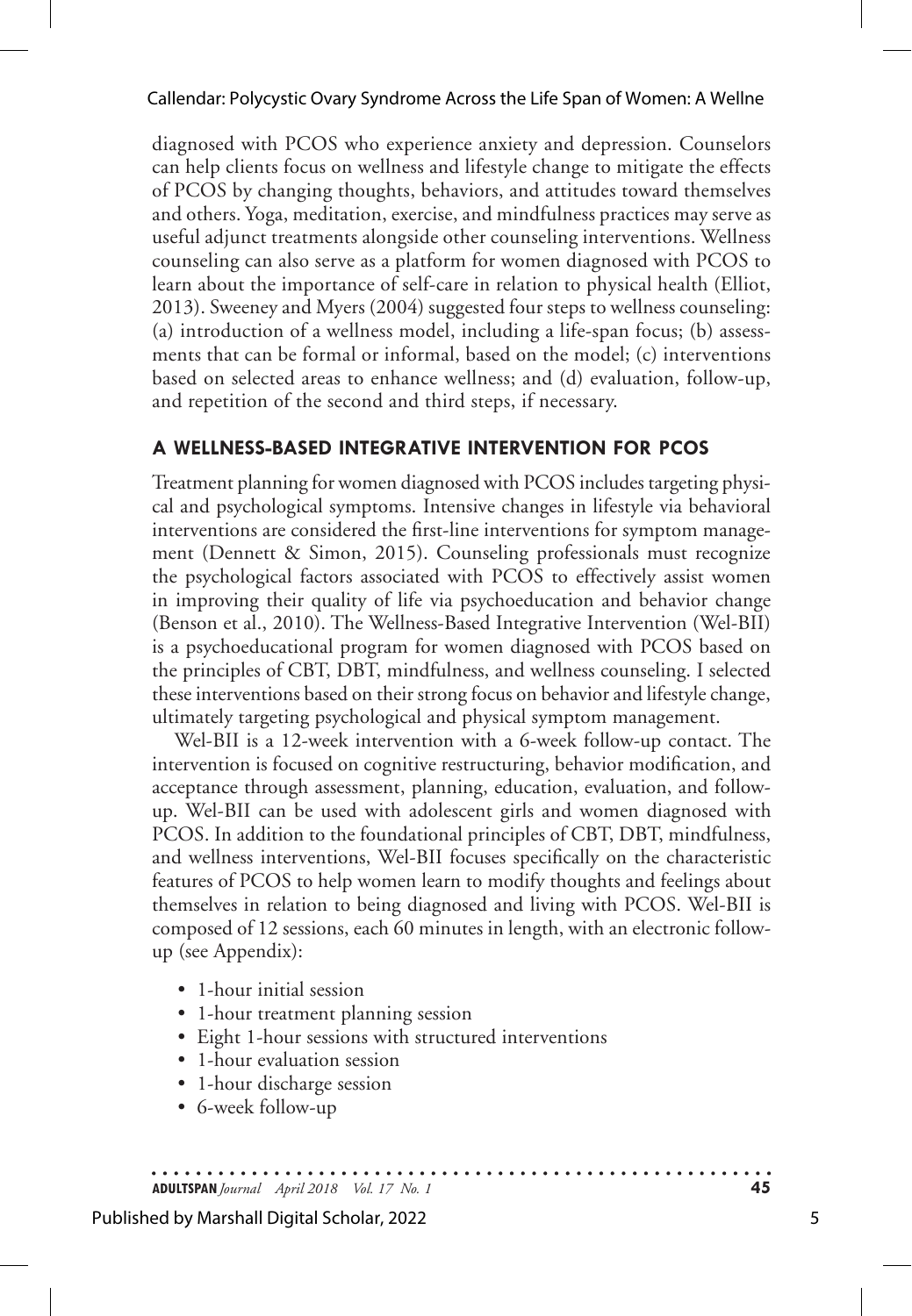diagnosed with PCOS who experience anxiety and depression. Counselors can help clients focus on wellness and lifestyle change to mitigate the effects of PCOS by changing thoughts, behaviors, and attitudes toward themselves and others. Yoga, meditation, exercise, and mindfulness practices may serve as useful adjunct treatments alongside other counseling interventions. Wellness counseling can also serve as a platform for women diagnosed with PCOS to learn about the importance of self-care in relation to physical health (Elliot, 2013). Sweeney and Myers (2004) suggested four steps to wellness counseling: (a) introduction of a wellness model, including a life-span focus; (b) assessments that can be formal or informal, based on the model; (c) interventions based on selected areas to enhance wellness; and (d) evaluation, follow-up, and repetition of the second and third steps, if necessary.

## A WELLNESS-BASED INTEGRATIVE INTERVENTION FOR PCOS

Treatment planning for women diagnosed with PCOS includes targeting physical and psychological symptoms. Intensive changes in lifestyle via behavioral interventions are considered the first-line interventions for symptom management (Dennett & Simon, 2015). Counseling professionals must recognize the psychological factors associated with PCOS to effectively assist women in improving their quality of life via psychoeducation and behavior change (Benson et al., 2010). The Wellness-Based Integrative Intervention (Wel-BII) is a psychoeducational program for women diagnosed with PCOS based on the principles of CBT, DBT, mindfulness, and wellness counseling. I selected these interventions based on their strong focus on behavior and lifestyle change, ultimately targeting psychological and physical symptom management.

Wel-BII is a 12-week intervention with a 6-week follow-up contact. The intervention is focused on cognitive restructuring, behavior modification, and acceptance through assessment, planning, education, evaluation, and follow-up. Wel-BII can be used with adolescent girls and women diagnosed with PCOS. In addition to the foundational principles of CBT, DBT, mindfulness, and wellness interventions, Wel-BII focuses specifically on the characteristic features of PCOS to help women learn to modify thoughts and feelings about themselves in relation to being diagnosed and living with PCOS. Wel-BII is composed of 12 sessions, each 60 minutes in length, with an electronic follow-up (see Appendix):

- 1-hour initial session
- 1-hour treatment planning session
- Eight 1-hour sessions with structured interventions
- 1-hour evaluation session
- 1-hour discharge session
- 6-week follow-up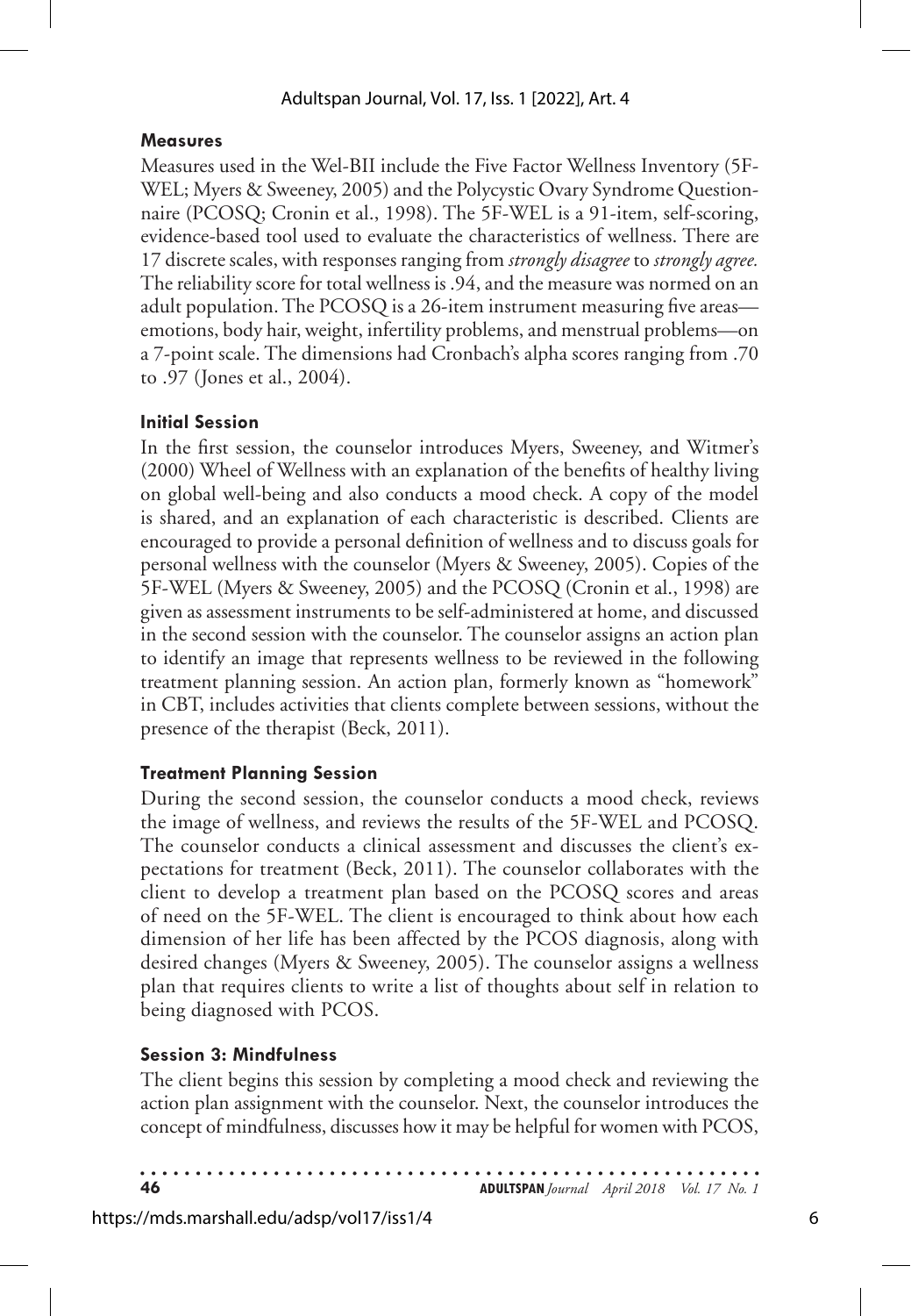### Measures

Measures used in the Wel-BII include the Five Factor Wellness Inventory (5F-WEL; Myers & Sweeney, 2005) and the Polycystic Ovary Syndrome Questionnaire (PCOSQ; Cronin et al., 1998). The 5F-WEL is a 91-item, self-scoring, evidence-based tool used to evaluate the characteristics of wellness. There are 17 discrete scales, with responses ranging from *strongly disagree* to *strongly agree.* The reliability score for total wellness is .94, and the measure was normed on an adult population. The PCOSQ is a 26-item instrument measuring five areas—emotions, body hair, weight, infertility problems, and menstrual problems—on a 7-point scale. The dimensions had Cronbach's alpha scores ranging from .70 to .97 (Jones et al., 2004).

### Initial Session

In the first session, the counselor introduces Myers, Sweeney, and Witmer's (2000) Wheel of Wellness with an explanation of the benefits of healthy living on global well-being and also conducts a mood check. A copy of the model is shared, and an explanation of each characteristic is described. Clients are encouraged to provide a personal definition of wellness and to discuss goals for personal wellness with the counselor (Myers & Sweeney, 2005). Copies of the 5F-WEL (Myers & Sweeney, 2005) and the PCOSQ (Cronin et al., 1998) are given as assessment instruments to be self-administered at home, and discussed in the second session with the counselor. The counselor assigns an action plan to identify an image that represents wellness to be reviewed in the following treatment planning session. An action plan, formerly known as "homework" in CBT, includes activities that clients complete between sessions, without the presence of the therapist (Beck, 2011).

### Treatment Planning Session

During the second session, the counselor conducts a mood check, reviews the image of wellness, and reviews the results of the 5F-WEL and PCOSQ. The counselor conducts a clinical assessment and discusses the client's expectations for treatment (Beck, 2011). The counselor collaborates with the client to develop a treatment plan based on the PCOSQ scores and areas of need on the 5F-WEL. The client is encouraged to think about how each dimension of her life has been affected by the PCOS diagnosis, along with desired changes (Myers & Sweeney, 2005). The counselor assigns a wellness plan that requires clients to write a list of thoughts about self in relation to being diagnosed with PCOS.

### Session 3: Mindfulness

The client begins this session by completing a mood check and reviewing the action plan assignment with the counselor. Next, the counselor introduces the concept of mindfulness, discusses how it may be helpful for women with PCOS,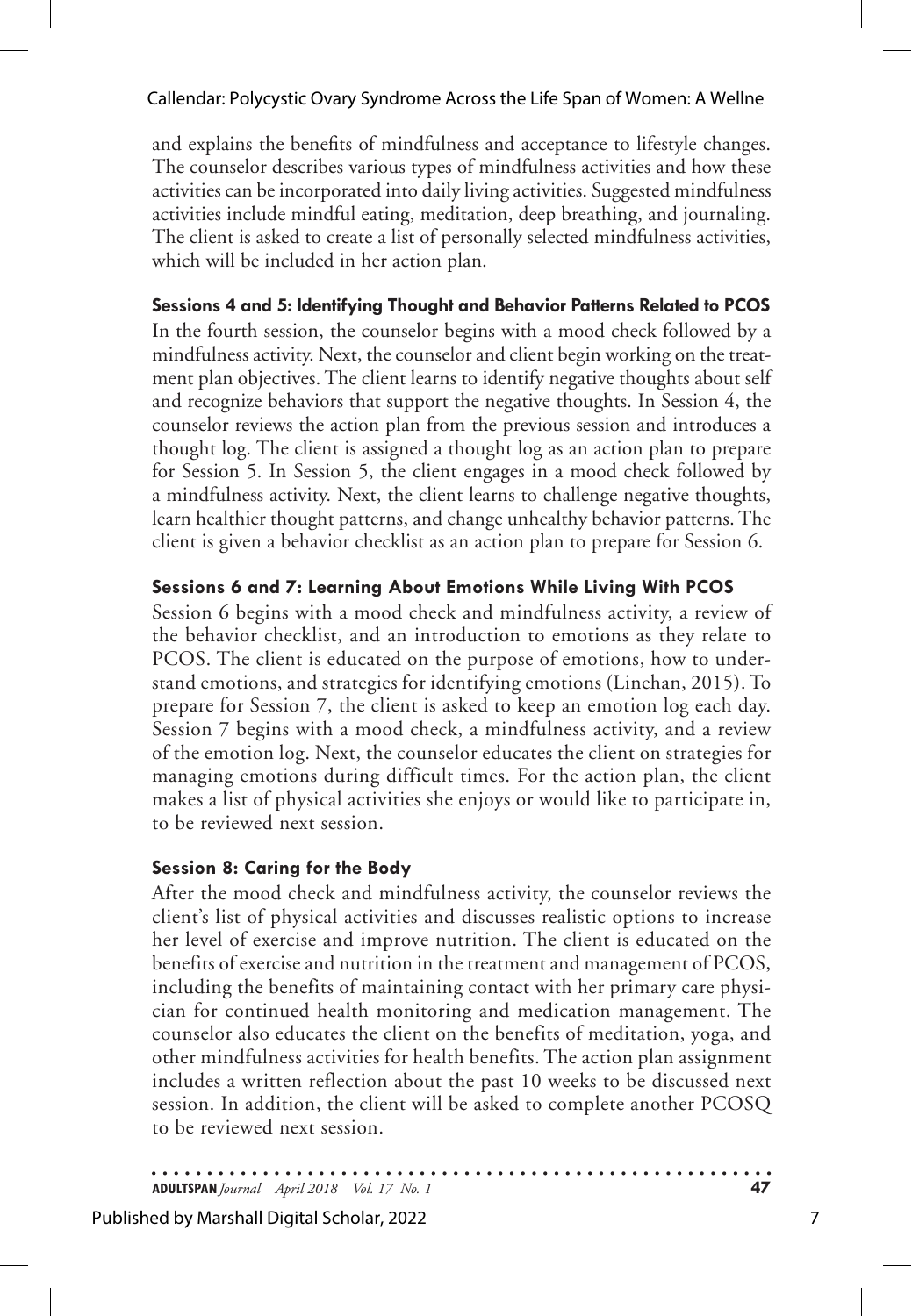and explains the benefits of mindfulness and acceptance to lifestyle changes. The counselor describes various types of mindfulness activities and how these activities can be incorporated into daily living activities. Suggested mindfulness activities include mindful eating, meditation, deep breathing, and journaling. The client is asked to create a list of personally selected mindfulness activities, which will be included in her action plan.

### Sessions 4 and 5: Identifying Thought and Behavior Patterns Related to PCOS

In the fourth session, the counselor begins with a mood check followed by a mindfulness activity. Next, the counselor and client begin working on the treatment plan objectives. The client learns to identify negative thoughts about self and recognize behaviors that support the negative thoughts. In Session 4, the counselor reviews the action plan from the previous session and introduces a thought log. The client is assigned a thought log as an action plan to prepare for Session 5. In Session 5, the client engages in a mood check followed by a mindfulness activity. Next, the client learns to challenge negative thoughts, learn healthier thought patterns, and change unhealthy behavior patterns. The client is given a behavior checklist as an action plan to prepare for Session 6.

### Sessions 6 and 7: Learning About Emotions While Living With PCOS

Session 6 begins with a mood check and mindfulness activity, a review of the behavior checklist, and an introduction to emotions as they relate to PCOS. The client is educated on the purpose of emotions, how to understand emotions, and strategies for identifying emotions (Linehan, 2015). To prepare for Session 7, the client is asked to keep an emotion log each day. Session 7 begins with a mood check, a mindfulness activity, and a review of the emotion log. Next, the counselor educates the client on strategies for managing emotions during difficult times. For the action plan, the client makes a list of physical activities she enjoys or would like to participate in, to be reviewed next session.

### Session 8: Caring for the Body

After the mood check and mindfulness activity, the counselor reviews the client's list of physical activities and discusses realistic options to increase her level of exercise and improve nutrition. The client is educated on the benefits of exercise and nutrition in the treatment and management of PCOS, including the benefits of maintaining contact with her primary care physician for continued health monitoring and medication management. The counselor also educates the client on the benefits of meditation, yoga, and other mindfulness activities for health benefits. The action plan assignment includes a written reflection about the past 10 weeks to be discussed next session. In addition, the client will be asked to complete another PCOSQ to be reviewed next session.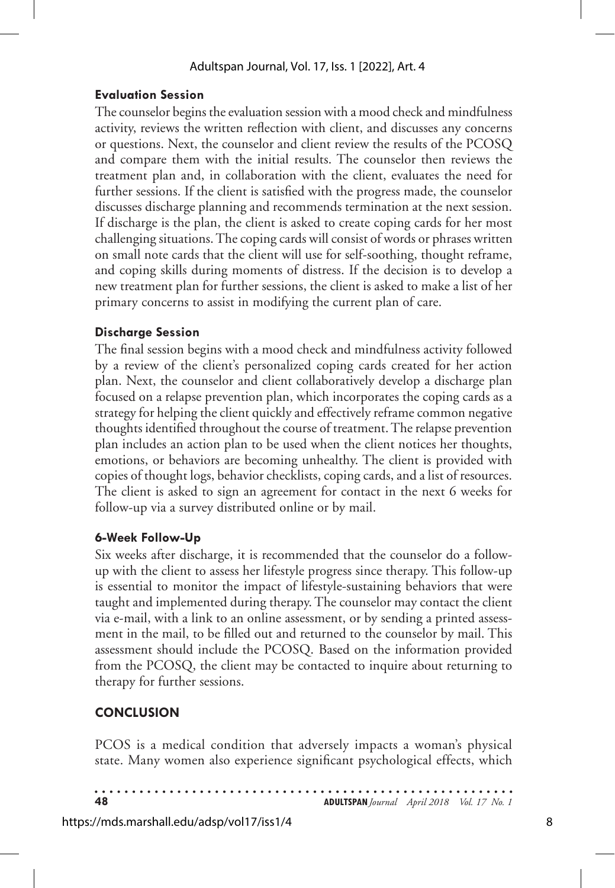#### Evaluation Session

The counselor begins the evaluation session with a mood check and mindfulness activity, reviews the written reflection with client, and discusses any concerns or questions. Next, the counselor and client review the results of the PCOSQ and compare them with the initial results. The counselor then reviews the treatment plan and, in collaboration with the client, evaluates the need for further sessions. If the client is satisfied with the progress made, the counselor discusses discharge planning and recommends termination at the next session. If discharge is the plan, the client is asked to create coping cards for her most challenging situations. The coping cards will consist of words or phrases written on small note cards that the client will use for self-soothing, thought reframe, and coping skills during moments of distress. If the decision is to develop a new treatment plan for further sessions, the client is asked to make a list of her primary concerns to assist in modifying the current plan of care.

#### Discharge Session

The final session begins with a mood check and mindfulness activity followed by a review of the client's personalized coping cards created for her action plan. Next, the counselor and client collaboratively develop a discharge plan focused on a relapse prevention plan, which incorporates the coping cards as a strategy for helping the client quickly and effectively reframe common negative thoughts identified throughout the course of treatment. The relapse prevention plan includes an action plan to be used when the client notices her thoughts, emotions, or behaviors are becoming unhealthy. The client is provided with copies of thought logs, behavior checklists, coping cards, and a list of resources. The client is asked to sign an agreement for contact in the next 6 weeks for follow-up via a survey distributed online or by mail.

#### 6-Week Follow-Up

Six weeks after discharge, it is recommended that the counselor do a follow-up with the client to assess her lifestyle progress since therapy. This follow-up is essential to monitor the impact of lifestyle-sustaining behaviors that were taught and implemented during therapy. The counselor may contact the client via e-mail, with a link to an online assessment, or by sending a printed assessment in the mail, to be filled out and returned to the counselor by mail. This assessment should include the PCOSQ. Based on the information provided from the PCOSQ, the client may be contacted to inquire about returning to therapy for further sessions.

## CONCLUSION

PCOS is a medical condition that adversely impacts a woman's physical state. Many women also experience significant psychological effects, which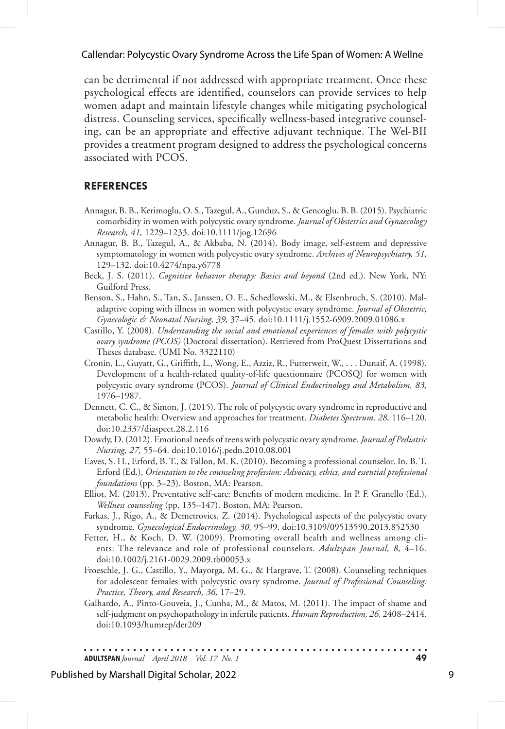can be detrimental if not addressed with appropriate treatment. Once these psychological effects are identified, counselors can provide services to help women adapt and maintain lifestyle changes while mitigating psychological distress. Counseling services, specifically wellness-based integrative counseling, can be an appropriate and effective adjuvant technique. The Wel-BII provides a treatment program designed to address the psychological concerns associated with PCOS.

## REFERENCES

Annagur, B. B., Kerimoglu, O. S., Tazegul, A., Gunduz, S., & Gencoglu, B. B. (2015). Psychiatric comorbidity in women with polycystic ovary syndrome. *Journal of Obstetrics and Gynaecology Research, 41,* 1229–1233. doi:10.1111/jog.12696

Annagur, B. B., Tazegul, A., & Akbaba, N. (2014). Body image, self-esteem and depressive symptomatology in women with polycystic ovary syndrome. *Archives of Neuropsychiatry, 51,* 129–132. doi:10.4274/npa.y6778

Beck, J. S. (2011). *Cognitive behavior therapy: Basics and beyond* (2nd ed.). New York, NY: Guilford Press.

Benson, S., Hahn, S., Tan, S., Janssen, O. E., Schedlowski, M., & Elsenbruch, S. (2010). Maladaptive coping with illness in women with polycystic ovary syndrome. *Journal of Obstetric, Gynecologic & Neonatal Nursing, 39,* 37–45. doi:10.1111/j.1552-6909.2009.01086.x

Castillo, Y. (2008). *Understanding the social and emotional experiences of females with polycystic ovary syndrome (PCOS)* (Doctoral dissertation). Retrieved from ProQuest Dissertations and Theses database. (UMI No. 3322110)

Cronin, L., Guyatt, G., Griffith, L., Wong, E., Azziz, R., Futterweit, W., . . . Dunaif, A. (1998). Development of a health-related quality-of-life questionnaire (PCOSQ) for women with polycystic ovary syndrome (PCOS). *Journal of Clinical Endocrinology and Metabolism, 83,* 1976–1987.

Dennett, C. C., & Simon, J. (2015). The role of polycystic ovary syndrome in reproductive and metabolic health: Overview and approaches for treatment. *Diabetes Spectrum, 28,* 116–120. doi:10.2337/diaspect.28.2.116

Dowdy, D. (2012). Emotional needs of teens with polycystic ovary syndrome. *Journal of Pediatric Nursing, 27,* 55–64. doi:10.1016/j.pedn.2010.08.001

Eaves, S. H., Erford, B. T., & Fallon, M. K. (2010). Becoming a professional counselor. In. B. T. Erford (Ed.), *Orientation to the counseling profession: Advocacy, ethics, and essential professional foundations* (pp. 3–23). Boston, MA: Pearson.

Elliot, M. (2013). Preventative self-care: Benefits of modern medicine. In P. F. Granello (Ed.), *Wellness counseling* (pp. 135–147). Boston, MA: Pearson.

Farkas, J., Rigo, A., & Demetrovics, Z. (2014). Psychological aspects of the polycystic ovary syndrome. *Gynecological Endocrinology, 30,* 95–99. doi:10.3109/09513590.2013.852530

Fetter, H., & Koch, D. W. (2009). Promoting overall health and wellness among clients: The relevance and role of professional counselors. *Adultspan Journal, 8,* 4–16. doi:10.1002/j.2161-0029.2009.tb00053.x

Froeschle, J. G., Castillo, Y., Mayorga, M. G., & Hargrave, T. (2008). Counseling techniques for adolescent females with polycystic ovary syndrome. *Journal of Professional Counseling: Practice, Theory, and Research, 36,* 17–29.

Galhardo, A., Pinto-Gouveia, J., Cunha, M., & Matos, M. (2011). The impact of shame and self-judgment on psychopathology in infertile patients. *Human Reproduction, 26,* 2408–2414. doi:10.1093/humrep/der209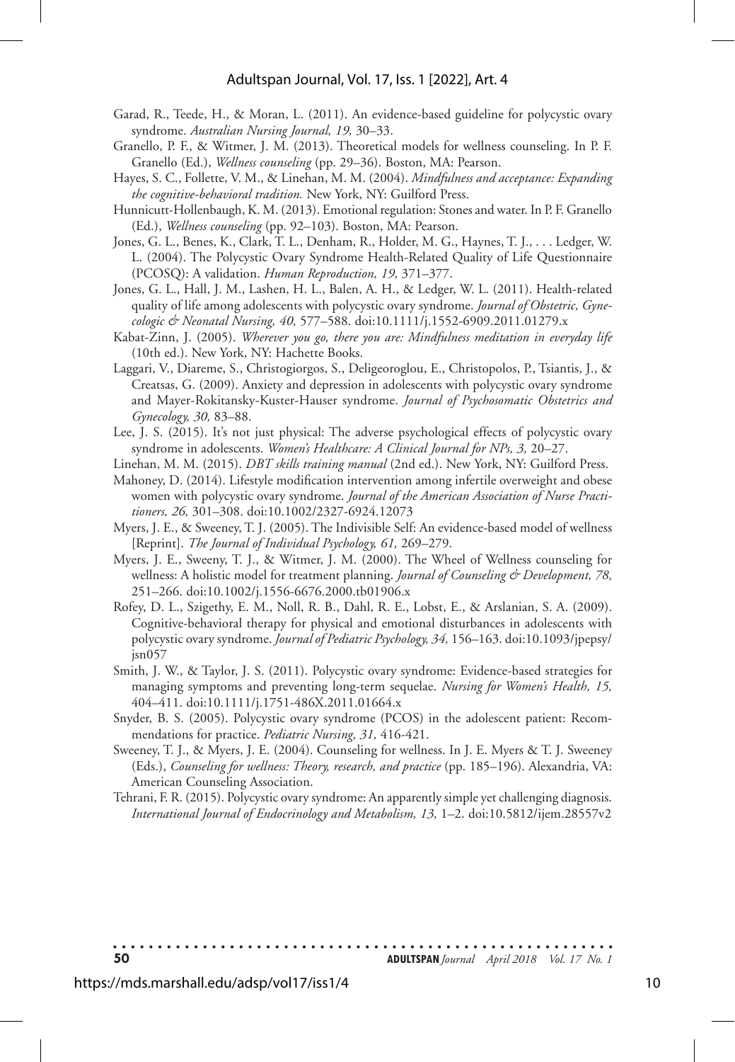Garad, R., Teede, H., & Moran, L. (2011). An evidence-based guideline for polycystic ovary syndrome. *Australian Nursing Journal, 19,* 30–33.

Granello, P. F., & Witmer, J. M. (2013). Theoretical models for wellness counseling. In P. F. Granello (Ed.), *Wellness counseling* (pp. 29–36). Boston, MA: Pearson.

Hayes, S. C., Follette, V. M., & Linehan, M. M. (2004). *Mindfulness and acceptance: Expanding the cognitive-behavioral tradition.* New York, NY: Guilford Press.

Hunnicutt-Hollenbaugh, K. M. (2013). Emotional regulation: Stones and water. In P. F. Granello (Ed.), *Wellness counseling* (pp. 92–103). Boston, MA: Pearson.

Jones, G. L., Benes, K., Clark, T. L., Denham, R., Holder, M. G., Haynes, T. J., . . . Ledger, W. L. (2004). The Polycystic Ovary Syndrome Health-Related Quality of Life Questionnaire (PCOSQ): A validation. *Human Reproduction, 19,* 371–377.

Jones, G. L., Hall, J. M., Lashen, H. L., Balen, A. H., & Ledger, W. L. (2011). Health-related quality of life among adolescents with polycystic ovary syndrome. *Journal of Obstetric, Gynecologic & Neonatal Nursing, 40,* 577–588. doi:10.1111/j.1552-6909.2011.01279.x

Kabat-Zinn, J. (2005). *Wherever you go, there you are: Mindfulness meditation in everyday life* (10th ed.). New York, NY: Hachette Books.

Laggari, V., Diareme, S., Christogiorgos, S., Deligeoroglou, E., Christopolos, P., Tsiantis, J., & Creatsas, G. (2009). Anxiety and depression in adolescents with polycystic ovary syndrome and Mayer-Rokitansky-Kuster-Hauser syndrome. *Journal of Psychosomatic Obstetrics and Gynecology, 30,* 83–88.

Lee, J. S. (2015). It's not just physical: The adverse psychological effects of polycystic ovary syndrome in adolescents. *Women's Healthcare: A Clinical Journal for NPs, 3,* 20–27.

Linehan, M. M. (2015). *DBT skills training manual* (2nd ed.). New York, NY: Guilford Press.

Mahoney, D. (2014). Lifestyle modification intervention among infertile overweight and obese women with polycystic ovary syndrome. *Journal of the American Association of Nurse Practitioners, 26,* 301–308. doi:10.1002/2327-6924.12073

Myers, J. E., & Sweeney, T. J. (2005). The Indivisible Self: An evidence-based model of wellness [Reprint]. *The Journal of Individual Psychology, 61,* 269–279.

Myers, J. E., Sweeny, T. J., & Witmer, J. M. (2000). The Wheel of Wellness counseling for wellness: A holistic model for treatment planning. *Journal of Counseling & Development, 78,* 251–266. doi:10.1002/j.1556-6676.2000.tb01906.x

Rofey, D. L., Szigethy, E. M., Noll, R. B., Dahl, R. E., Lobst, E., & Arslanian, S. A. (2009). Cognitive-behavioral therapy for physical and emotional disturbances in adolescents with polycystic ovary syndrome. *Journal of Pediatric Psychology, 34,* 156–163. doi:10.1093/jpepsy/jsn057

Smith, J. W., & Taylor, J. S. (2011). Polycystic ovary syndrome: Evidence-based strategies for managing symptoms and preventing long-term sequelae. *Nursing for Women's Health, 15,* 404–411. doi:10.1111/j.1751-486X.2011.01664.x

Snyder, B. S. (2005). Polycystic ovary syndrome (PCOS) in the adolescent patient: Recommendations for practice. *Pediatric Nursing, 31,* 416-421.

Sweeney, T. J., & Myers, J. E. (2004). Counseling for wellness. In J. E. Myers & T. J. Sweeney (Eds.), *Counseling for wellness: Theory, research, and practice* (pp. 185–196). Alexandria, VA: American Counseling Association.

Tehrani, F. R. (2015). Polycystic ovary syndrome: An apparently simple yet challenging diagnosis. *International Journal of Endocrinology and Metabolism, 13,* 1–2. doi:10.5812/ijem.28557v2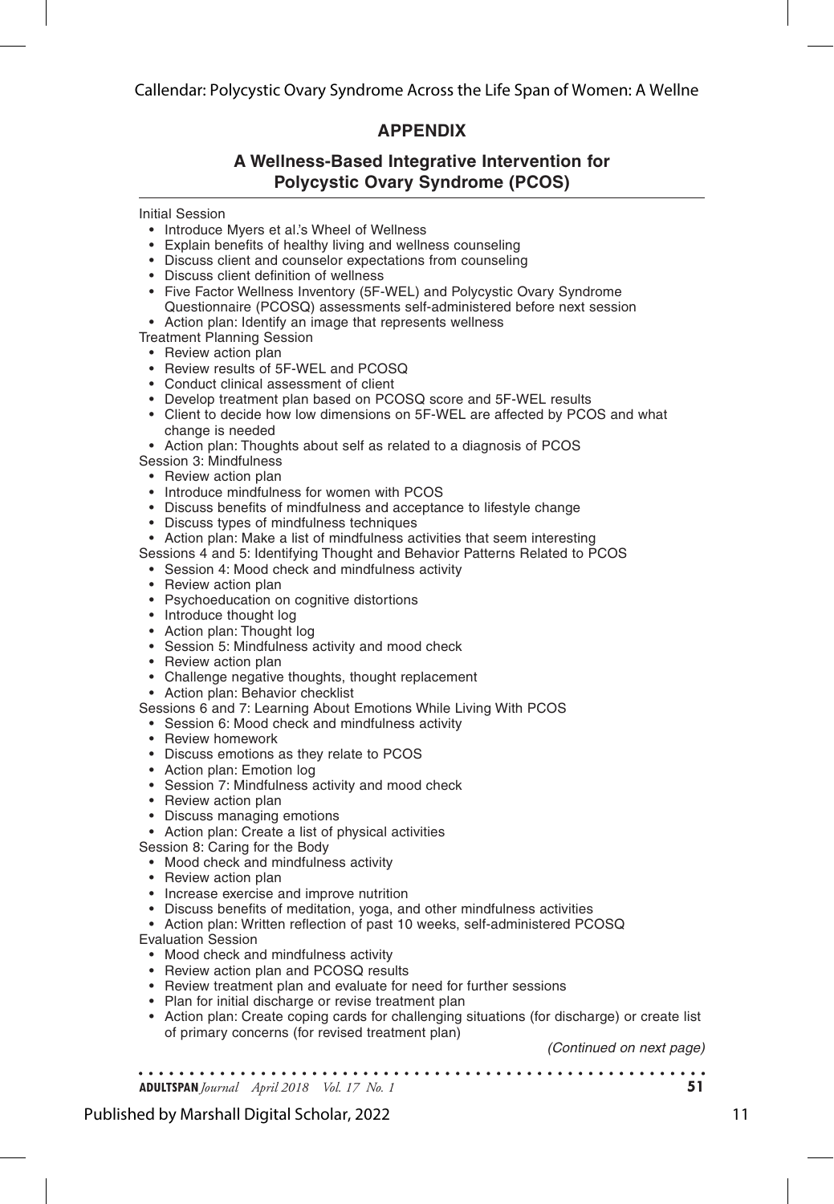## APPENDIX

### A Wellness-Based Integrative Intervention for Polycystic Ovary Syndrome (PCOS)

Initial Session

- Introduce Myers et al.'s Wheel of Wellness
- Explain benefits of healthy living and wellness counseling
- Discuss client and counselor expectations from counseling
- Discuss client definition of wellness
- Five Factor Wellness Inventory (5F-WEL) and Polycystic Ovary Syndrome Questionnaire (PCOSQ) assessments self-administered before next session
- Action plan: Identify an image that represents wellness

Treatment Planning Session

- Review action plan
- Review results of 5F-WEL and PCOSQ
- Conduct clinical assessment of client
- Develop treatment plan based on PCOSQ score and 5F-WEL results
- Client to decide how low dimensions on 5F-WEL are affected by PCOS and what change is needed
- Action plan: Thoughts about self as related to a diagnosis of PCOS

Session 3: Mindfulness

- Review action plan
- Introduce mindfulness for women with PCOS
- Discuss benefits of mindfulness and acceptance to lifestyle change
- Discuss types of mindfulness techniques
- Action plan: Make a list of mindfulness activities that seem interesting

Sessions 4 and 5: Identifying Thought and Behavior Patterns Related to PCOS

- Session 4: Mood check and mindfulness activity
- Review action plan
- Psychoeducation on cognitive distortions
- Introduce thought log
- Action plan: Thought log
- Session 5: Mindfulness activity and mood check
- Review action plan
- Challenge negative thoughts, thought replacement
- Action plan: Behavior checklist

Sessions 6 and 7: Learning About Emotions While Living With PCOS

- Session 6: Mood check and mindfulness activity
- Review homework
- Discuss emotions as they relate to PCOS
- Action plan: Emotion log
- Session 7: Mindfulness activity and mood check
- Review action plan
- Discuss managing emotions
- Action plan: Create a list of physical activities

Session 8: Caring for the Body

- Mood check and mindfulness activity
- Review action plan
- Increase exercise and improve nutrition
- Discuss benefits of meditation, yoga, and other mindfulness activities
- Action plan: Written reflection of past 10 weeks, self-administered PCOSQ

Evaluation Session

- Mood check and mindfulness activity
- Review action plan and PCOSQ results
- Review treatment plan and evaluate for need for further sessions
- Plan for initial discharge or revise treatment plan
- Action plan: Create coping cards for challenging situations (for discharge) or create list of primary concerns (for revised treatment plan)

*(Continued on next page)*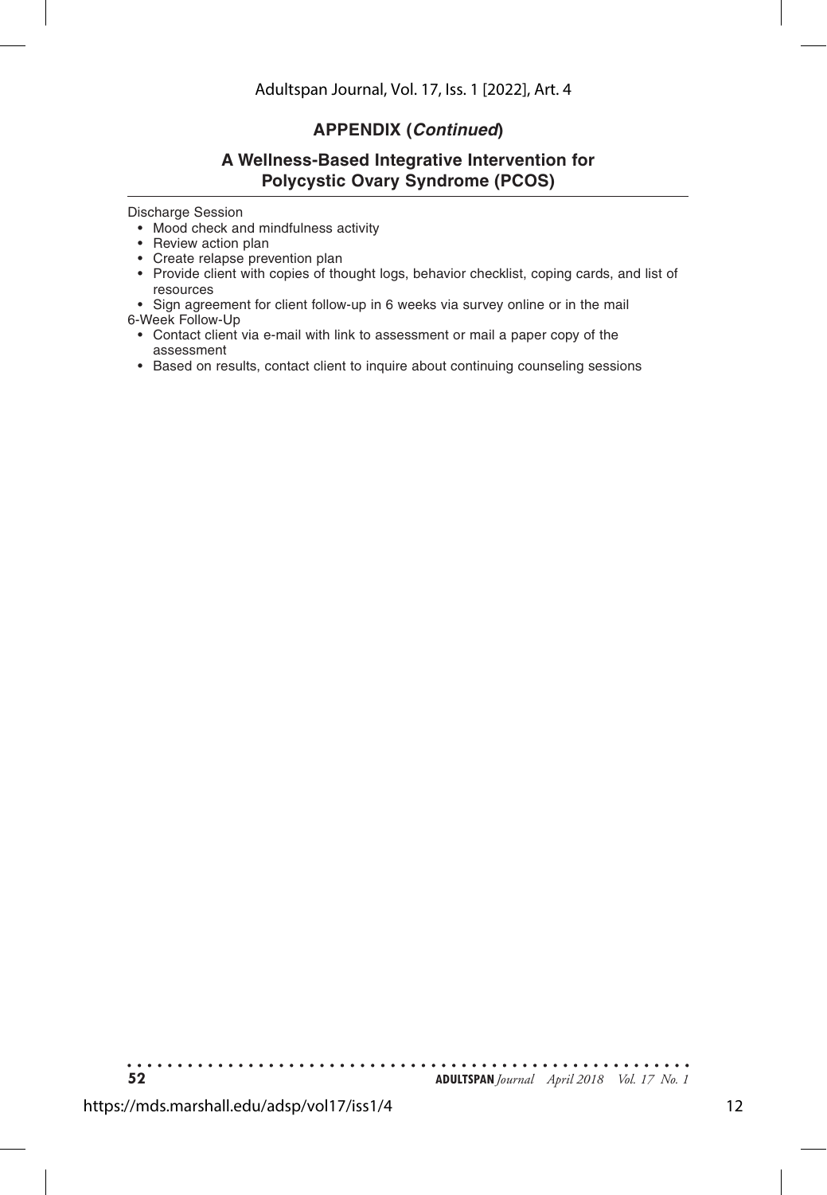## APPENDIX (*Continued*)

### A Wellness-Based Integrative Intervention for Polycystic Ovary Syndrome (PCOS)

Discharge Session

- Mood check and mindfulness activity
- Review action plan
- Create relapse prevention plan
- Provide client with copies of thought logs, behavior checklist, coping cards, and list of resources
- Sign agreement for client follow-up in 6 weeks via survey online or in the mail

6-Week Follow-Up

- Contact client via e-mail with link to assessment or mail a paper copy of the assessment
- Based on results, contact client to inquire about continuing counseling sessions